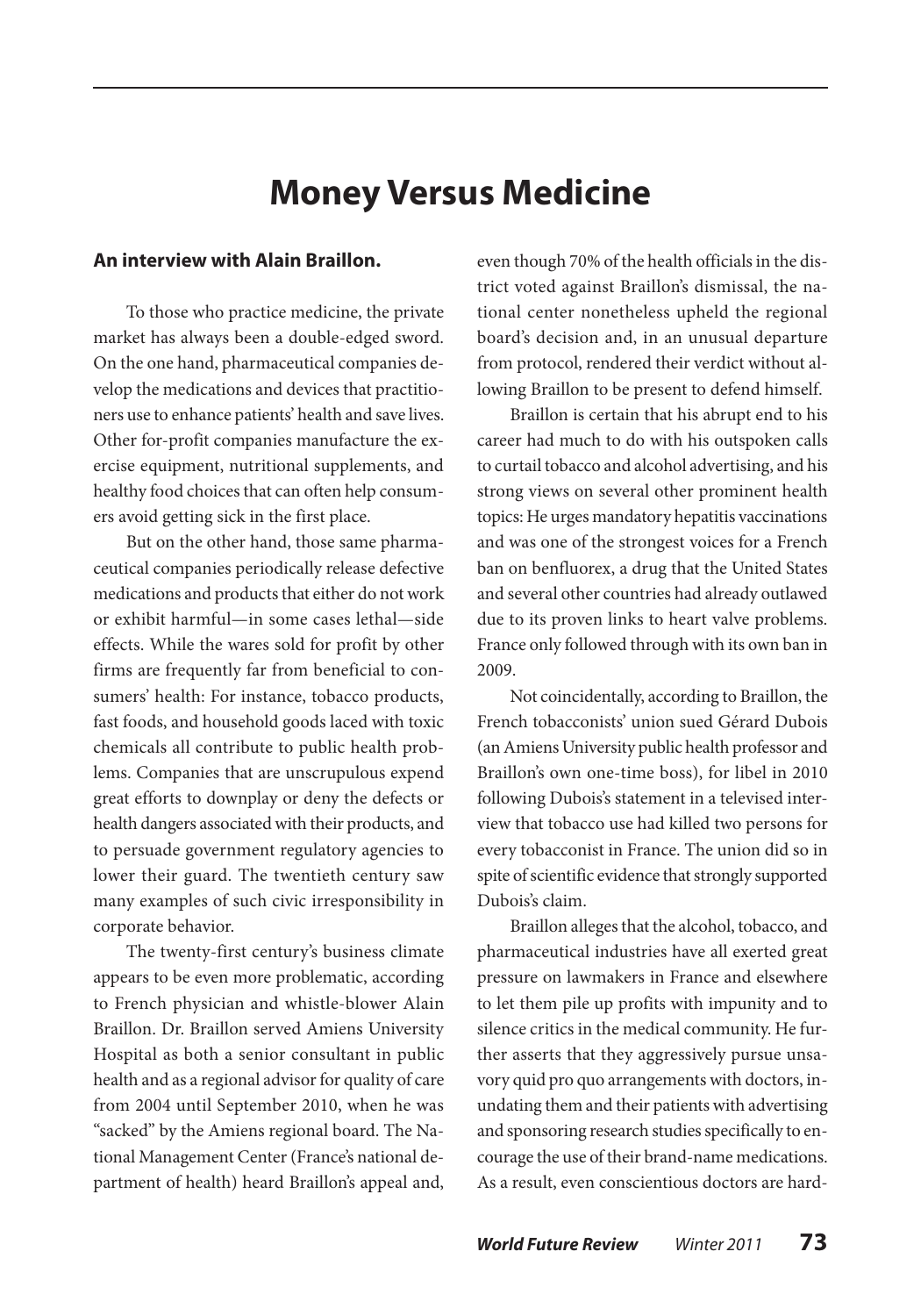# Money Versus Medicine

**An interview with Alain Braillon.**

To those who practice medicine, the private market has always been a double-edged sword. On the one hand, pharmaceutical companies develop the medications and devices that practitioners use to enhance patients' health and save lives. Other for-profit companies manufacture the exercise equipment, nutritional supplements, and healthy food choices that can often help consumers avoid getting sick in the first place.

But on the other hand, those same pharmaceutical companies periodically release defective medications and products that either do not work or exhibit harmful—in some cases lethal—side effects. While the wares sold for profit by other firms are frequently far from beneficial to consumers' health: For instance, tobacco products, fast foods, and household goods laced with toxic chemicals all contribute to public health problems. Companies that are unscrupulous expend great efforts to downplay or deny the defects or health dangers associated with their products, and to persuade government regulatory agencies to lower their guard. The twentieth century saw many examples of such civic irresponsibility in corporate behavior.

The twenty-first century's business climate appears to be even more problematic, according to French physician and whistle-blower Alain Braillon. Dr. Braillon served Amiens University Hospital as both a senior consultant in public health and as a regional advisor for quality of care from 2004 until September 2010, when he was "sacked" by the Amiens regional board. The National Management Center (France's national department of health) heard Braillon's appeal and, even though 70% of the health officials in the district voted against Braillon's dismissal, the national center nonetheless upheld the regional board's decision and, in an unusual departure from protocol, rendered their verdict without allowing Braillon to be present to defend himself.

Braillon is certain that his abrupt end to his career had much to do with his outspoken calls to curtail tobacco and alcohol advertising, and his strong views on several other prominent health topics: He urges mandatory hepatitis vaccinations and was one of the strongest voices for a French ban on benfluorex, a drug that the United States and several other countries had already outlawed due to its proven links to heart valve problems. France only followed through with its own ban in 2009.

Not coincidentally, according to Braillon, the French tobacconists' union sued Gérard Dubois (an Amiens University public health professor and Braillon's own one-time boss), for libel in 2010 following Dubois's statement in a televised interview that tobacco use had killed two persons for every tobacconist in France. The union did so in spite of scientific evidence that strongly supported Dubois's claim.

Braillon alleges that the alcohol, tobacco, and pharmaceutical industries have all exerted great pressure on lawmakers in France and elsewhere to let them pile up profits with impunity and to silence critics in the medical community. He further asserts that they aggressively pursue unsavory quid pro quo arrangements with doctors, inundating them and their patients with advertising and sponsoring research studies specifically to encourage the use of their brand-name medications. As a result, even conscientious doctors are hard-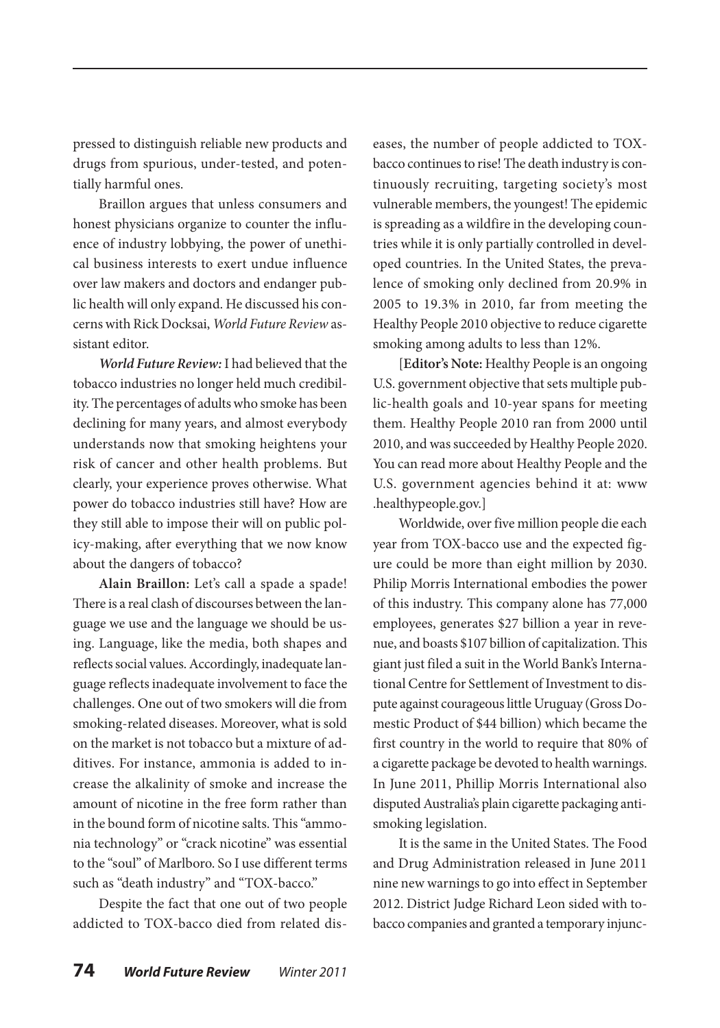pressed to distinguish reliable new products and drugs from spurious, under-tested, and potentially harmful ones.

Braillon argues that unless consumers and honest physicians organize to counter the influence of industry lobbying, the power of unethical business interests to exert undue influence over law makers and doctors and endanger public health will only expand. He discussed his concerns with Rick Docksai, *World Future Review* assistant editor.

***World Future Review:*** I had believed that the tobacco industries no longer held much credibility. The percentages of adults who smoke has been declining for many years, and almost everybody understands now that smoking heightens your risk of cancer and other health problems. But clearly, your experience proves otherwise. What power do tobacco industries still have? How are they still able to impose their will on public policy-making, after everything that we now know about the dangers of tobacco?

**Alain Braillon:** Let's call a spade a spade! There is a real clash of discourses between the language we use and the language we should be using. Language, like the media, both shapes and reflects social values. Accordingly, inadequate language reflects inadequate involvement to face the challenges. One out of two smokers will die from smoking-related diseases. Moreover, what is sold on the market is not tobacco but a mixture of additives. For instance, ammonia is added to increase the alkalinity of smoke and increase the amount of nicotine in the free form rather than in the bound form of nicotine salts. This "ammonia technology" or "crack nicotine" was essential to the "soul" of Marlboro. So I use different terms such as "death industry" and "TOX-bacco."

Despite the fact that one out of two people addicted to TOX-bacco died from related diseases, the number of people addicted to TOX-bacco continues to rise! The death industry is continuously recruiting, targeting society's most vulnerable members, the youngest! The epidemic is spreading as a wildfire in the developing countries while it is only partially controlled in developed countries. In the United States, the prevalence of smoking only declined from 20.9% in 2005 to 19.3% in 2010, far from meeting the Healthy People 2010 objective to reduce cigarette smoking among adults to less than 12%.

[**Editor's Note:** Healthy People is an ongoing U.S. government objective that sets multiple public-health goals and 10-year spans for meeting them. Healthy People 2010 ran from 2000 until 2010, and was succeeded by Healthy People 2020. You can read more about Healthy People and the U.S. government agencies behind it at: www.healthypeople.gov.]

Worldwide, over five million people die each year from TOX-bacco use and the expected figure could be more than eight million by 2030. Philip Morris International embodies the power of this industry. This company alone has 77,000 employees, generates \$27 billion a year in revenue, and boasts \$107 billion of capitalization. This giant just filed a suit in the World Bank's International Centre for Settlement of Investment to dispute against courageous little Uruguay (Gross Domestic Product of \$44 billion) which became the first country in the world to require that 80% of a cigarette package be devoted to health warnings. In June 2011, Phillip Morris International also disputed Australia's plain cigarette packaging anti-smoking legislation.

It is the same in the United States. The Food and Drug Administration released in June 2011 nine new warnings to go into effect in September 2012. District Judge Richard Leon sided with tobacco companies and granted a temporary injunc-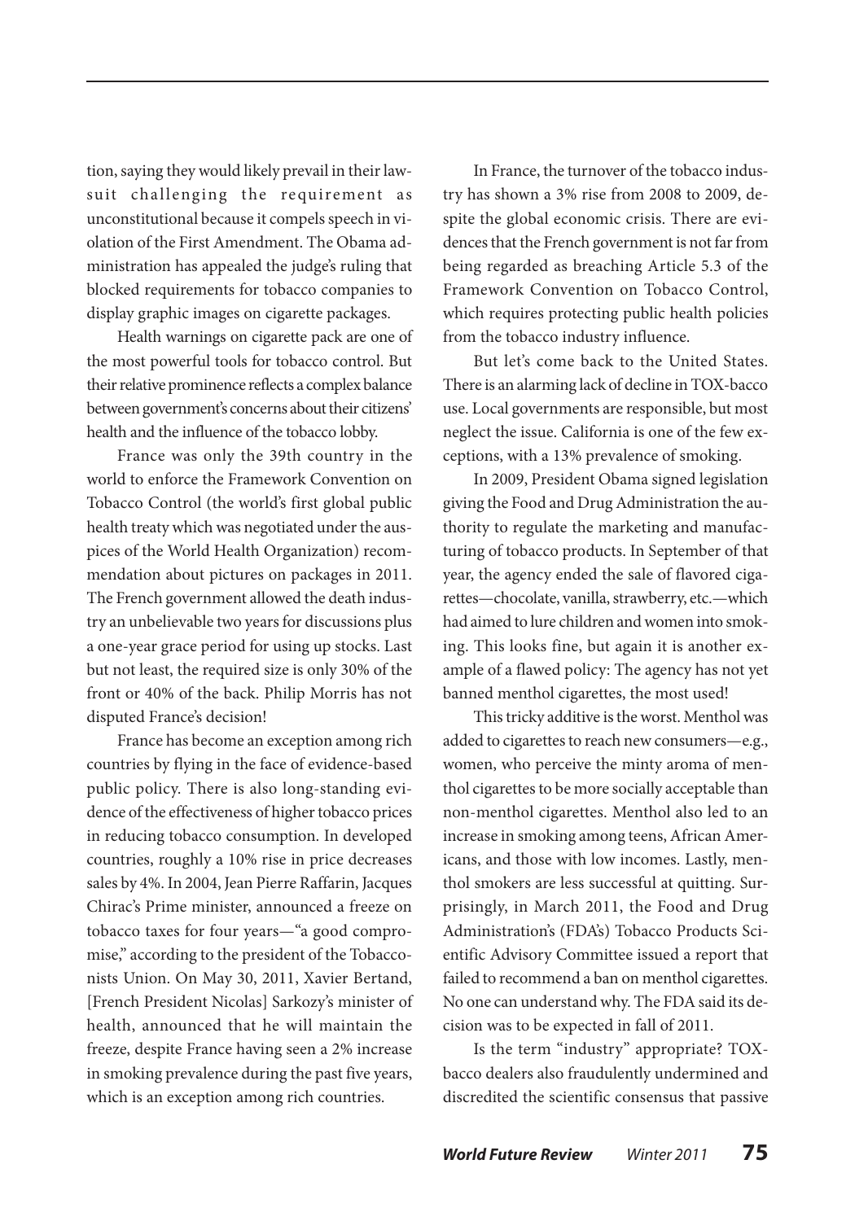tion, saying they would likely prevail in their lawsuit challenging the requirement as unconstitutional because it compels speech in violation of the First Amendment. The Obama administration has appealed the judge's ruling that blocked requirements for tobacco companies to display graphic images on cigarette packages.

Health warnings on cigarette pack are one of the most powerful tools for tobacco control. But their relative prominence reflects a complex balance between government's concerns about their citizens' health and the influence of the tobacco lobby.

France was only the 39th country in the world to enforce the Framework Convention on Tobacco Control (the world's first global public health treaty which was negotiated under the auspices of the World Health Organization) recommendation about pictures on packages in 2011. The French government allowed the death industry an unbelievable two years for discussions plus a one-year grace period for using up stocks. Last but not least, the required size is only 30% of the front or 40% of the back. Philip Morris has not disputed France's decision!

France has become an exception among rich countries by flying in the face of evidence-based public policy. There is also long-standing evidence of the effectiveness of higher tobacco prices in reducing tobacco consumption. In developed countries, roughly a 10% rise in price decreases sales by 4%. In 2004, Jean Pierre Raffarin, Jacques Chirac's Prime minister, announced a freeze on tobacco taxes for four years—"a good compromise," according to the president of the Tobacconists Union. On May 30, 2011, Xavier Bertand, [French President Nicolas] Sarkozy's minister of health, announced that he will maintain the freeze, despite France having seen a 2% increase in smoking prevalence during the past five years, which is an exception among rich countries.

In France, the turnover of the tobacco industry has shown a 3% rise from 2008 to 2009, despite the global economic crisis. There are evidences that the French government is not far from being regarded as breaching Article 5.3 of the Framework Convention on Tobacco Control, which requires protecting public health policies from the tobacco industry influence.

But let's come back to the United States. There is an alarming lack of decline in TOX-bacco use. Local governments are responsible, but most neglect the issue. California is one of the few exceptions, with a 13% prevalence of smoking.

In 2009, President Obama signed legislation giving the Food and Drug Administration the authority to regulate the marketing and manufacturing of tobacco products. In September of that year, the agency ended the sale of flavored cigarettes—chocolate, vanilla, strawberry, etc.—which had aimed to lure children and women into smoking. This looks fine, but again it is another example of a flawed policy: The agency has not yet banned menthol cigarettes, the most used!

This tricky additive is the worst. Menthol was added to cigarettes to reach new consumers—e.g., women, who perceive the minty aroma of menthol cigarettes to be more socially acceptable than non-menthol cigarettes. Menthol also led to an increase in smoking among teens, African Americans, and those with low incomes. Lastly, menthol smokers are less successful at quitting. Surprisingly, in March 2011, the Food and Drug Administration's (FDA's) Tobacco Products Scientific Advisory Committee issued a report that failed to recommend a ban on menthol cigarettes. No one can understand why. The FDA said its decision was to be expected in fall of 2011.

Is the term "industry" appropriate? TOX-bacco dealers also fraudulently undermined and discredited the scientific consensus that passive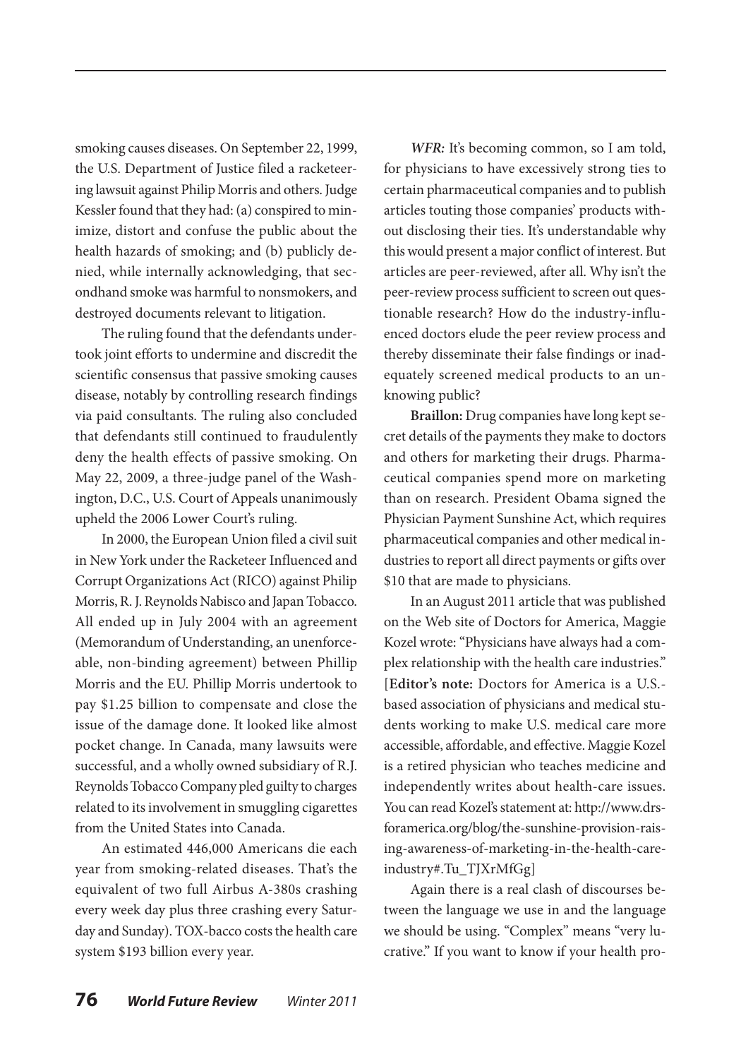smoking causes diseases. On September 22, 1999, the U.S. Department of Justice filed a racketeering lawsuit against Philip Morris and others. Judge Kessler found that they had: (a) conspired to minimize, distort and confuse the public about the health hazards of smoking; and (b) publicly denied, while internally acknowledging, that secondhand smoke was harmful to nonsmokers, and destroyed documents relevant to litigation.

The ruling found that the defendants undertook joint efforts to undermine and discredit the scientific consensus that passive smoking causes disease, notably by controlling research findings via paid consultants. The ruling also concluded that defendants still continued to fraudulently deny the health effects of passive smoking. On May 22, 2009, a three-judge panel of the Washington, D.C., U.S. Court of Appeals unanimously upheld the 2006 Lower Court's ruling.

In 2000, the European Union filed a civil suit in New York under the Racketeer Influenced and Corrupt Organizations Act (RICO) against Philip Morris, R. J. Reynolds Nabisco and Japan Tobacco. All ended up in July 2004 with an agreement (Memorandum of Understanding, an unenforceable, non-binding agreement) between Phillip Morris and the EU. Phillip Morris undertook to pay $1.25 billion to compensate and close the issue of the damage done. It looked like almost pocket change. In Canada, many lawsuits were successful, and a wholly owned subsidiary of R.J. Reynolds Tobacco Company pled guilty to charges related to its involvement in smuggling cigarettes from the United States into Canada.

An estimated 446,000 Americans die each year from smoking-related diseases. That's the equivalent of two full Airbus A-380s crashing every week day plus three crashing every Saturday and Sunday). TOX-bacco costs the health care system $193 billion every year.

***WFR:*** It's becoming common, so I am told, for physicians to have excessively strong ties to certain pharmaceutical companies and to publish articles touting those companies' products without disclosing their ties. It's understandable why this would present a major conflict of interest. But articles are peer-reviewed, after all. Why isn't the peer-review process sufficient to screen out questionable research? How do the industry-influenced doctors elude the peer review process and thereby disseminate their false findings or inadequately screened medical products to an unknowing public?

**Braillon:** Drug companies have long kept secret details of the payments they make to doctors and others for marketing their drugs. Pharmaceutical companies spend more on marketing than on research. President Obama signed the Physician Payment Sunshine Act, which requires pharmaceutical companies and other medical industries to report all direct payments or gifts over $10 that are made to physicians.

In an August 2011 article that was published on the Web site of Doctors for America, Maggie Kozel wrote: "Physicians have always had a complex relationship with the health care industries." [**Editor's note:** Doctors for America is a U.S.-based association of physicians and medical students working to make U.S. medical care more accessible, affordable, and effective. Maggie Kozel is a retired physician who teaches medicine and independently writes about health-care issues. You can read Kozel's statement at: http://www.drsforamerica.org/blog/the-sunshine-provision-raising-awareness-of-marketing-in-the-health-care-industry#.Tu_TJXrMfGg]

Again there is a real clash of discourses between the language we use in and the language we should be using. "Complex" means "very lucrative." If you want to know if your health pro-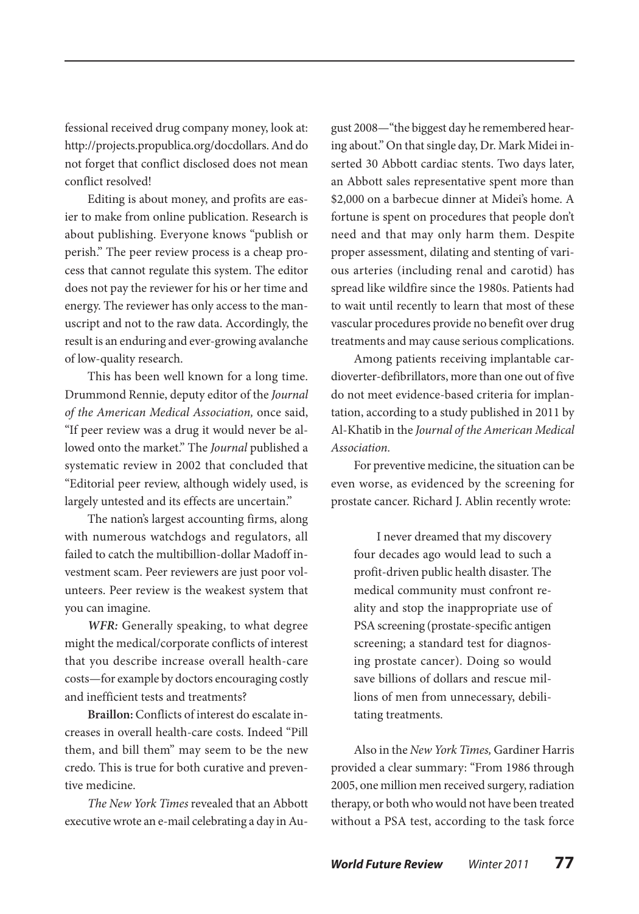fessional received drug company money, look at: http://projects.propublica.org/docdollars. And do not forget that conflict disclosed does not mean conflict resolved!

Editing is about money, and profits are easier to make from online publication. Research is about publishing. Everyone knows "publish or perish." The peer review process is a cheap process that cannot regulate this system. The editor does not pay the reviewer for his or her time and energy. The reviewer has only access to the manuscript and not to the raw data. Accordingly, the result is an enduring and ever-growing avalanche of low-quality research.

This has been well known for a long time. Drummond Rennie, deputy editor of the *Journal of the American Medical Association,* once said, "If peer review was a drug it would never be allowed onto the market." The *Journal* published a systematic review in 2002 that concluded that "Editorial peer review, although widely used, is largely untested and its effects are uncertain."

The nation's largest accounting firms, along with numerous watchdogs and regulators, all failed to catch the multibillion-dollar Madoff investment scam. Peer reviewers are just poor volunteers. Peer review is the weakest system that you can imagine.

***WFR:*** Generally speaking, to what degree might the medical/corporate conflicts of interest that you describe increase overall health-care costs—for example by doctors encouraging costly and inefficient tests and treatments?

**Braillon:** Conflicts of interest do escalate increases in overall health-care costs. Indeed "Pill them, and bill them" may seem to be the new credo. This is true for both curative and preventive medicine.

*The New York Times* revealed that an Abbott executive wrote an e-mail celebrating a day in August 2008—"the biggest day he remembered hearing about." On that single day, Dr. Mark Midei inserted 30 Abbott cardiac stents. Two days later, an Abbott sales representative spent more than $2,000 on a barbecue dinner at Midei's home. A fortune is spent on procedures that people don't need and that may only harm them. Despite proper assessment, dilating and stenting of various arteries (including renal and carotid) has spread like wildfire since the 1980s. Patients had to wait until recently to learn that most of these vascular procedures provide no benefit over drug treatments and may cause serious complications.

Among patients receiving implantable cardioverter-defibrillators, more than one out of five do not meet evidence-based criteria for implantation, according to a study published in 2011 by Al-Khatib in the *Journal of the American Medical Association.*

For preventive medicine, the situation can be even worse, as evidenced by the screening for prostate cancer. Richard J. Ablin recently wrote:

> I never dreamed that my discovery four decades ago would lead to such a profit-driven public health disaster. The medical community must confront reality and stop the inappropriate use of PSA screening (prostate-specific antigen screening; a standard test for diagnosing prostate cancer). Doing so would save billions of dollars and rescue millions of men from unnecessary, debilitating treatments.

Also in the *New York Times,* Gardiner Harris provided a clear summary: "From 1986 through 2005, one million men received surgery, radiation therapy, or both who would not have been treated without a PSA test, according to the task force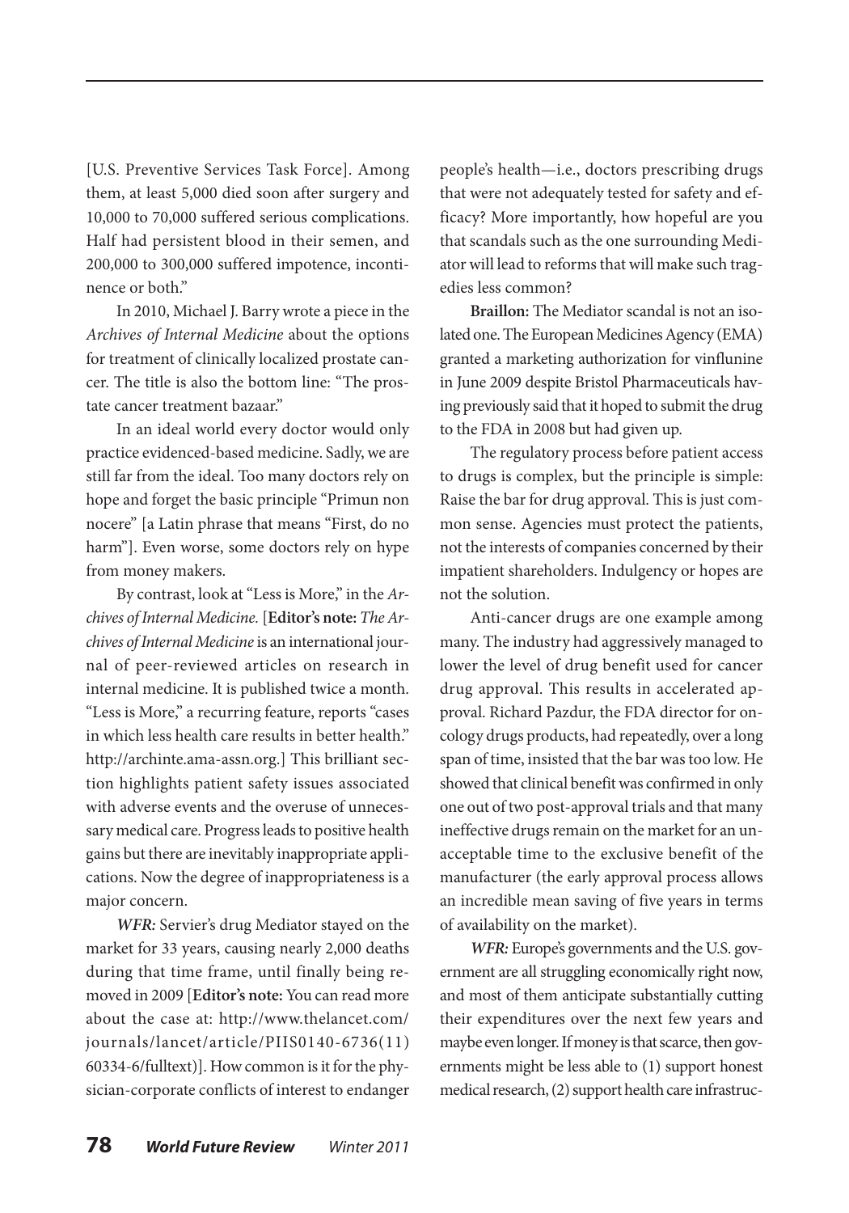[U.S. Preventive Services Task Force]. Among them, at least 5,000 died soon after surgery and 10,000 to 70,000 suffered serious complications. Half had persistent blood in their semen, and 200,000 to 300,000 suffered impotence, incontinence or both."

In 2010, Michael J. Barry wrote a piece in the *Archives of Internal Medicine* about the options for treatment of clinically localized prostate cancer. The title is also the bottom line: "The prostate cancer treatment bazaar."

In an ideal world every doctor would only practice evidenced-based medicine. Sadly, we are still far from the ideal. Too many doctors rely on hope and forget the basic principle "Primun non nocere" [a Latin phrase that means "First, do no harm"]. Even worse, some doctors rely on hype from money makers.

By contrast, look at "Less is More," in the *Archives of Internal Medicine.* [**Editor's note:** *The Archives of Internal Medicine* is an international journal of peer-reviewed articles on research in internal medicine. It is published twice a month. "Less is More," a recurring feature, reports "cases in which less health care results in better health." http://archinte.ama-assn.org.] This brilliant section highlights patient safety issues associated with adverse events and the overuse of unnecessary medical care. Progress leads to positive health gains but there are inevitably inappropriate applications. Now the degree of inappropriateness is a major concern.

***WFR:*** Servier's drug Mediator stayed on the market for 33 years, causing nearly 2,000 deaths during that time frame, until finally being removed in 2009 [**Editor's note:** You can read more about the case at: http://www.thelancet.com/journals/lancet/article/PIIS0140-6736(11)60334-6/fulltext)]. How common is it for the physician-corporate conflicts of interest to endanger people's health—i.e., doctors prescribing drugs that were not adequately tested for safety and efficacy? More importantly, how hopeful are you that scandals such as the one surrounding Mediator will lead to reforms that will make such tragedies less common?

**Braillon:** The Mediator scandal is not an isolated one. The European Medicines Agency (EMA) granted a marketing authorization for vinflunine in June 2009 despite Bristol Pharmaceuticals having previously said that it hoped to submit the drug to the FDA in 2008 but had given up.

The regulatory process before patient access to drugs is complex, but the principle is simple: Raise the bar for drug approval. This is just common sense. Agencies must protect the patients, not the interests of companies concerned by their impatient shareholders. Indulgency or hopes are not the solution.

Anti-cancer drugs are one example among many. The industry had aggressively managed to lower the level of drug benefit used for cancer drug approval. This results in accelerated approval. Richard Pazdur, the FDA director for oncology drugs products, had repeatedly, over a long span of time, insisted that the bar was too low. He showed that clinical benefit was confirmed in only one out of two post-approval trials and that many ineffective drugs remain on the market for an unacceptable time to the exclusive benefit of the manufacturer (the early approval process allows an incredible mean saving of five years in terms of availability on the market).

***WFR:*** Europe's governments and the U.S. government are all struggling economically right now, and most of them anticipate substantially cutting their expenditures over the next few years and maybe even longer. If money is that scarce, then governments might be less able to (1) support honest medical research, (2) support health care infrastruc-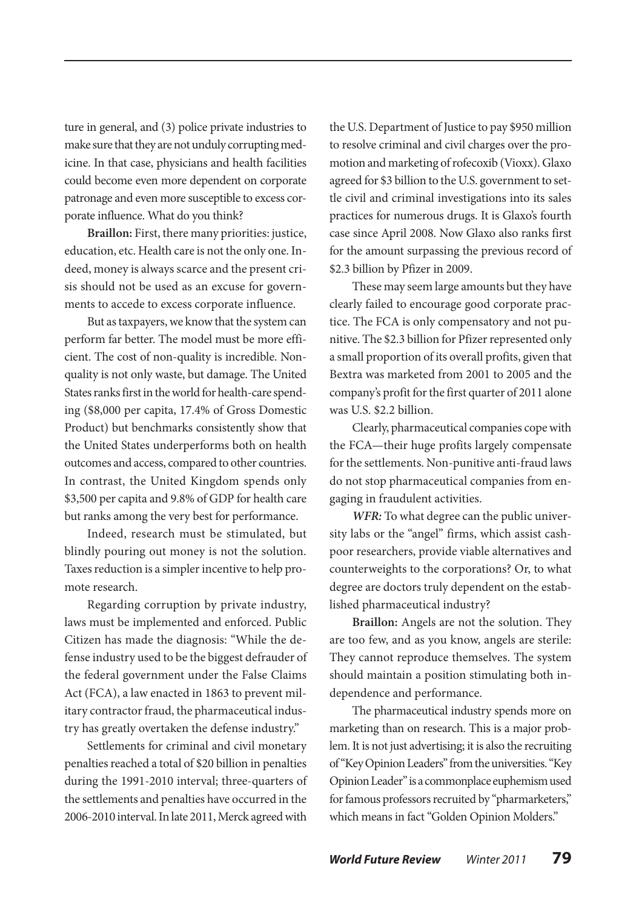ture in general, and (3) police private industries to make sure that they are not unduly corrupting medicine. In that case, physicians and health facilities could become even more dependent on corporate patronage and even more susceptible to excess corporate influence. What do you think?

**Braillon:** First, there many priorities: justice, education, etc. Health care is not the only one. Indeed, money is always scarce and the present crisis should not be used as an excuse for governments to accede to excess corporate influence.

But as taxpayers, we know that the system can perform far better. The model must be more efficient. The cost of non-quality is incredible. Non-quality is not only waste, but damage. The United States ranks first in the world for health-care spending ($8,000 per capita, 17.4% of Gross Domestic Product) but benchmarks consistently show that the United States underperforms both on health outcomes and access, compared to other countries. In contrast, the United Kingdom spends only $3,500 per capita and 9.8% of GDP for health care but ranks among the very best for performance.

Indeed, research must be stimulated, but blindly pouring out money is not the solution. Taxes reduction is a simpler incentive to help promote research.

Regarding corruption by private industry, laws must be implemented and enforced. Public Citizen has made the diagnosis: "While the defense industry used to be the biggest defrauder of the federal government under the False Claims Act (FCA), a law enacted in 1863 to prevent military contractor fraud, the pharmaceutical industry has greatly overtaken the defense industry."

Settlements for criminal and civil monetary penalties reached a total of $20 billion in penalties during the 1991-2010 interval; three-quarters of the settlements and penalties have occurred in the 2006-2010 interval. In late 2011, Merck agreed with the U.S. Department of Justice to pay $950 million to resolve criminal and civil charges over the promotion and marketing of rofecoxib (Vioxx). Glaxo agreed for $3 billion to the U.S. government to settle civil and criminal investigations into its sales practices for numerous drugs. It is Glaxo's fourth case since April 2008. Now Glaxo also ranks first for the amount surpassing the previous record of $2.3 billion by Pfizer in 2009.

These may seem large amounts but they have clearly failed to encourage good corporate practice. The FCA is only compensatory and not punitive. The $2.3 billion for Pfizer represented only a small proportion of its overall profits, given that Bextra was marketed from 2001 to 2005 and the company's profit for the first quarter of 2011 alone was U.S. $2.2 billion.

Clearly, pharmaceutical companies cope with the FCA—their huge profits largely compensate for the settlements. Non-punitive anti-fraud laws do not stop pharmaceutical companies from engaging in fraudulent activities.

***WFR:*** To what degree can the public university labs or the "angel" firms, which assist cash-poor researchers, provide viable alternatives and counterweights to the corporations? Or, to what degree are doctors truly dependent on the established pharmaceutical industry?

**Braillon:** Angels are not the solution. They are too few, and as you know, angels are sterile: They cannot reproduce themselves. The system should maintain a position stimulating both independence and performance.

The pharmaceutical industry spends more on marketing than on research. This is a major problem. It is not just advertising; it is also the recruiting of "Key Opinion Leaders" from the universities. "Key Opinion Leader" is a commonplace euphemism used for famous professors recruited by "pharmarketers," which means in fact "Golden Opinion Molders."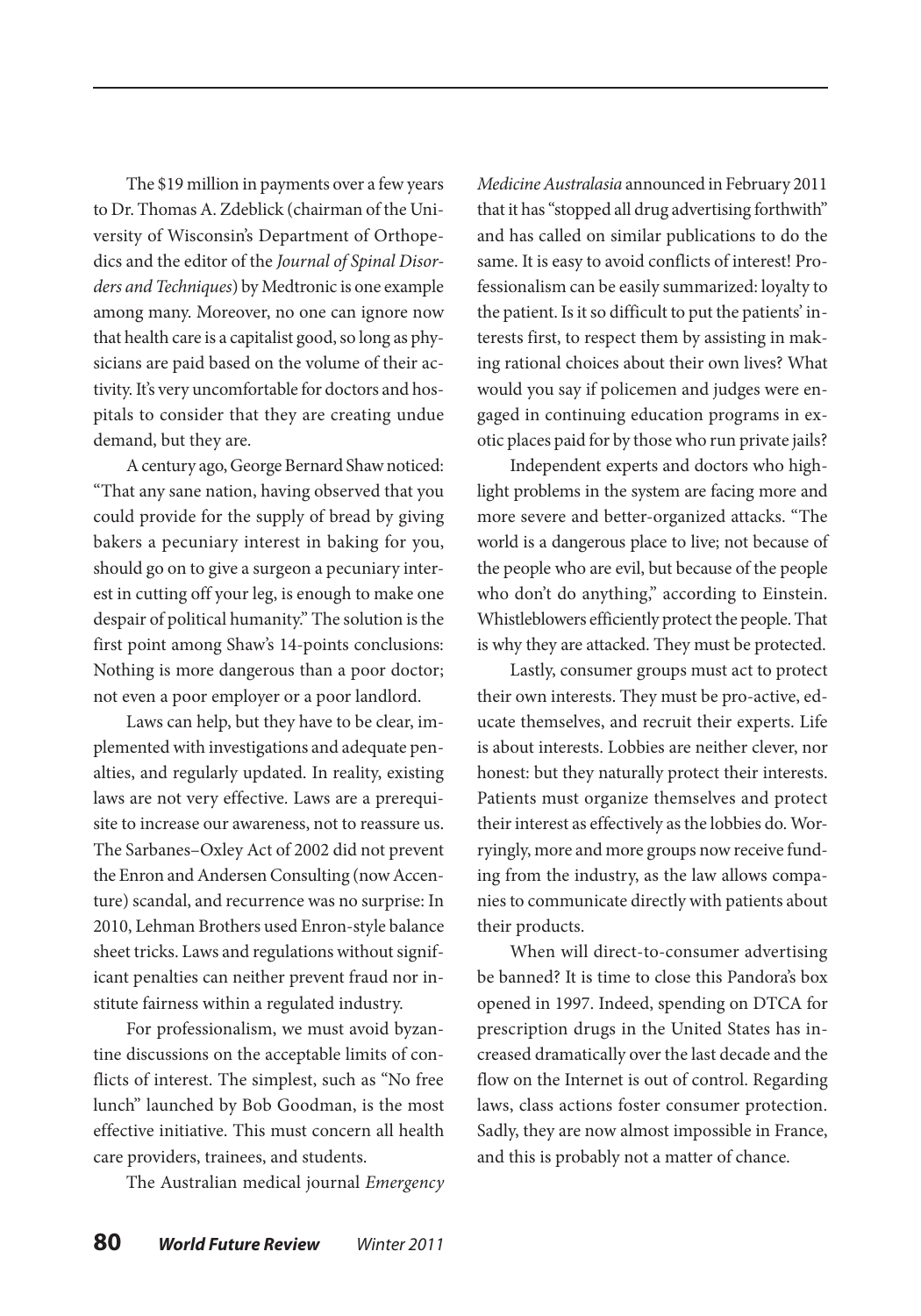The $19 million in payments over a few years to Dr. Thomas A. Zdeblick (chairman of the University of Wisconsin's Department of Orthopedics and the editor of the *Journal of Spinal Disorders and Techniques*) by Medtronic is one example among many. Moreover, no one can ignore now that health care is a capitalist good, so long as physicians are paid based on the volume of their activity. It's very uncomfortable for doctors and hospitals to consider that they are creating undue demand, but they are.

A century ago, George Bernard Shaw noticed: "That any sane nation, having observed that you could provide for the supply of bread by giving bakers a pecuniary interest in baking for you, should go on to give a surgeon a pecuniary interest in cutting off your leg, is enough to make one despair of political humanity." The solution is the first point among Shaw's 14-points conclusions: Nothing is more dangerous than a poor doctor; not even a poor employer or a poor landlord.

Laws can help, but they have to be clear, implemented with investigations and adequate penalties, and regularly updated. In reality, existing laws are not very effective. Laws are a prerequisite to increase our awareness, not to reassure us. The Sarbanes–Oxley Act of 2002 did not prevent the Enron and Andersen Consulting (now Accenture) scandal, and recurrence was no surprise: In 2010, Lehman Brothers used Enron-style balance sheet tricks. Laws and regulations without significant penalties can neither prevent fraud nor institute fairness within a regulated industry.

For professionalism, we must avoid byzantine discussions on the acceptable limits of conflicts of interest. The simplest, such as "No free lunch" launched by Bob Goodman, is the most effective initiative. This must concern all health care providers, trainees, and students.

The Australian medical journal *Emergency Medicine Australasia* announced in February 2011 that it has "stopped all drug advertising forthwith" and has called on similar publications to do the same. It is easy to avoid conflicts of interest! Professionalism can be easily summarized: loyalty to the patient. Is it so difficult to put the patients' interests first, to respect them by assisting in making rational choices about their own lives? What would you say if policemen and judges were engaged in continuing education programs in exotic places paid for by those who run private jails?

Independent experts and doctors who highlight problems in the system are facing more and more severe and better-organized attacks. "The world is a dangerous place to live; not because of the people who are evil, but because of the people who don't do anything," according to Einstein. Whistleblowers efficiently protect the people. That is why they are attacked. They must be protected.

Lastly, consumer groups must act to protect their own interests. They must be pro-active, educate themselves, and recruit their experts. Life is about interests. Lobbies are neither clever, nor honest: but they naturally protect their interests. Patients must organize themselves and protect their interest as effectively as the lobbies do. Worryingly, more and more groups now receive funding from the industry, as the law allows companies to communicate directly with patients about their products.

When will direct-to-consumer advertising be banned? It is time to close this Pandora's box opened in 1997. Indeed, spending on DTCA for prescription drugs in the United States has increased dramatically over the last decade and the flow on the Internet is out of control. Regarding laws, class actions foster consumer protection. Sadly, they are now almost impossible in France, and this is probably not a matter of chance.